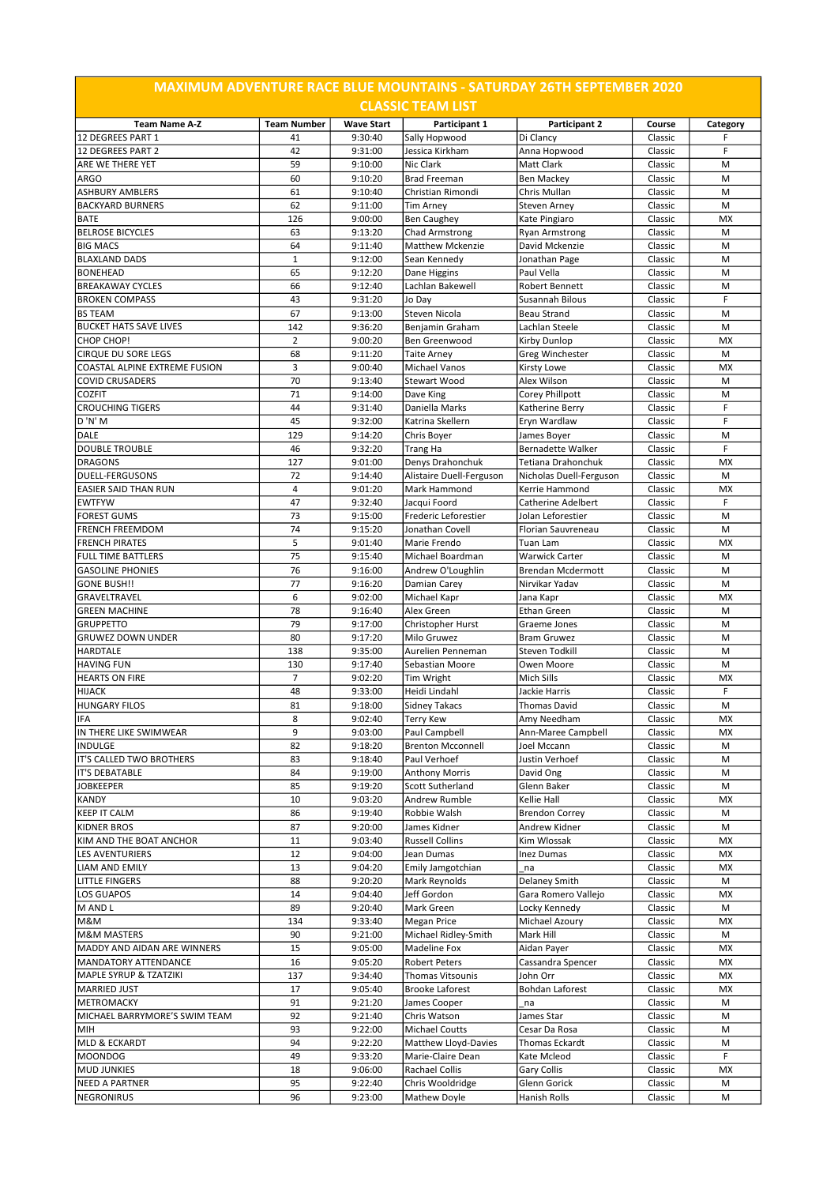# MAXIMUM ADVENTURE RACE BLUE MOUNTAINS - SATURDAY 26TH SEPTEMBER 2020

## CLASSIC TEAM LIST

| Team Name A-Z | Team Number | Wave Start | Participant 1 | Participant 2 | Course | Category |
|---|---|---|---|---|---|---|
| 12 DEGREES PART 1 | 41 | 9:30:40 | Sally Hopwood | Di Clancy | Classic | F |
| 12 DEGREES PART 2 | 42 | 9:31:00 | Jessica Kirkham | Anna Hopwood | Classic | F |
| ARE WE THERE YET | 59 | 9:10:00 | Nic Clark | Matt Clark | Classic | M |
| ARGO | 60 | 9:10:20 | Brad Freeman | Ben Mackey | Classic | M |
| ASHBURY AMBLERS | 61 | 9:10:40 | Christian Rimondi | Chris Mullan | Classic | M |
| BACKYARD BURNERS | 62 | 9:11:00 | Tim Arney | Steven Arney | Classic | M |
| BATE | 126 | 9:00:00 | Ben Caughey | Kate Pingiaro | Classic | MX |
| BELROSE BICYCLES | 63 | 9:13:20 | Chad Armstrong | Ryan Armstrong | Classic | M |
| BIG MACS | 64 | 9:11:40 | Matthew Mckenzie | David Mckenzie | Classic | M |
| BLAXLAND DADS | 1 | 9:12:00 | Sean Kennedy | Jonathan Page | Classic | M |
| BONEHEAD | 65 | 9:12:20 | Dane Higgins | Paul Vella | Classic | M |
| BREAKAWAY CYCLES | 66 | 9:12:40 | Lachlan Bakewell | Robert Bennett | Classic | M |
| BROKEN COMPASS | 43 | 9:31:20 | Jo Day | Susannah Bilous | Classic | F |
| BS TEAM | 67 | 9:13:00 | Steven Nicola | Beau Strand | Classic | M |
| BUCKET HATS SAVE LIVES | 142 | 9:36:20 | Benjamin Graham | Lachlan Steele | Classic | M |
| CHOP CHOP! | 2 | 9:00:20 | Ben Greenwood | Kirby Dunlop | Classic | MX |
| CIRQUE DU SORE LEGS | 68 | 9:11:20 | Taite Arney | Greg Winchester | Classic | M |
| COASTAL ALPINE EXTREME FUSION | 3 | 9:00:40 | Michael Vanos | Kirsty Lowe | Classic | MX |
| COVID CRUSADERS | 70 | 9:13:40 | Stewart Wood | Alex Wilson | Classic | M |
| COZFIT | 71 | 9:14:00 | Dave King | Corey Phillpott | Classic | M |
| CROUCHING TIGERS | 44 | 9:31:40 | Daniella Marks | Katherine Berry | Classic | F |
| D 'N' M | 45 | 9:32:00 | Katrina Skellern | Eryn Wardlaw | Classic | F |
| DALE | 129 | 9:14:20 | Chris Boyer | James Boyer | Classic | M |
| DOUBLE TROUBLE | 46 | 9:32:20 | Trang Ha | Bernadette Walker | Classic | F |
| DRAGONS | 127 | 9:01:00 | Denys Drahonchuk | Tetiana Drahonchuk | Classic | MX |
| DUELL-FERGUSONS | 72 | 9:14:40 | Alistaire Duell-Ferguson | Nicholas Duell-Ferguson | Classic | M |
| EASIER SAID THAN RUN | 4 | 9:01:20 | Mark Hammond | Kerrie Hammond | Classic | MX |
| EWTFYW | 47 | 9:32:40 | Jacqui Foord | Catherine Adelbert | Classic | F |
| FOREST GUMS | 73 | 9:15:00 | Frederic Leforestier | Jolan Leforestier | Classic | M |
| FRENCH FREEMDOM | 74 | 9:15:20 | Jonathan Covell | Florian Sauvreneau | Classic | M |
| FRENCH PIRATES | 5 | 9:01:40 | Marie Frendo | Tuan Lam | Classic | MX |
| FULL TIME BATTLERS | 75 | 9:15:40 | Michael Boardman | Warwick Carter | Classic | M |
| GASOLINE PHONIES | 76 | 9:16:00 | Andrew O'Loughlin | Brendan Mcdermott | Classic | M |
| GONE BUSH!! | 77 | 9:16:20 | Damian Carey | Nirvikar Yadav | Classic | M |
| GRAVELTRAVEL | 6 | 9:02:00 | Michael Kapr | Jana Kapr | Classic | MX |
| GREEN MACHINE | 78 | 9:16:40 | Alex Green | Ethan Green | Classic | M |
| GRUPPETTO | 79 | 9:17:00 | Christopher Hurst | Graeme Jones | Classic | M |
| GRUWEZ DOWN UNDER | 80 | 9:17:20 | Milo Gruwez | Bram Gruwez | Classic | M |
| HARDTALE | 138 | 9:35:00 | Aurelien Penneman | Steven Todkill | Classic | M |
| HAVING FUN | 130 | 9:17:40 | Sebastian Moore | Owen Moore | Classic | M |
| HEARTS ON FIRE | 7 | 9:02:20 | Tim Wright | Mich Sills | Classic | MX |
| HIJACK | 48 | 9:33:00 | Heidi Lindahl | Jackie Harris | Classic | F |
| HUNGARY FILOS | 81 | 9:18:00 | Sidney Takacs | Thomas David | Classic | M |
| IFA | 8 | 9:02:40 | Terry Kew | Amy Needham | Classic | MX |
| IN THERE LIKE SWIMWEAR | 9 | 9:03:00 | Paul Campbell | Ann-Maree Campbell | Classic | MX |
| INDULGE | 82 | 9:18:20 | Brenton Mcconnell | Joel Mccann | Classic | M |
| IT'S CALLED TWO BROTHERS | 83 | 9:18:40 | Paul Verhoef | Justin Verhoef | Classic | M |
| IT'S DEBATABLE | 84 | 9:19:00 | Anthony Morris | David Ong | Classic | M |
| JOBKEEPER | 85 | 9:19:20 | Scott Sutherland | Glenn Baker | Classic | M |
| KANDY | 10 | 9:03:20 | Andrew Rumble | Kellie Hall | Classic | MX |
| KEEP IT CALM | 86 | 9:19:40 | Robbie Walsh | Brendon Correy | Classic | M |
| KIDNER BROS | 87 | 9:20:00 | James Kidner | Andrew Kidner | Classic | M |
| KIM AND THE BOAT ANCHOR | 11 | 9:03:40 | Russell Collins | Kim Wlossak | Classic | MX |
| LES AVENTURIERS | 12 | 9:04:00 | Jean Dumas | Inez Dumas | Classic | MX |
| LIAM AND EMILY | 13 | 9:04:20 | Emily Jamgotchian | _na | Classic | MX |
| LITTLE FINGERS | 88 | 9:20:20 | Mark Reynolds | Delaney Smith | Classic | M |
| LOS GUAPOS | 14 | 9:04:40 | Jeff Gordon | Gara Romero Vallejo | Classic | MX |
| M AND L | 89 | 9:20:40 | Mark Green | Locky Kennedy | Classic | M |
| M&M | 134 | 9:33:40 | Megan Price | Michael Azoury | Classic | MX |
| M&M MASTERS | 90 | 9:21:00 | Michael Ridley-Smith | Mark Hill | Classic | M |
| MADDY AND AIDAN ARE WINNERS | 15 | 9:05:00 | Madeline Fox | Aidan Payer | Classic | MX |
| MANDATORY ATTENDANCE | 16 | 9:05:20 | Robert Peters | Cassandra Spencer | Classic | MX |
| MAPLE SYRUP & TZATZIKI | 137 | 9:34:40 | Thomas Vitsounis | John Orr | Classic | MX |
| MARRIED JUST | 17 | 9:05:40 | Brooke Laforest | Bohdan Laforest | Classic | MX |
| METROMACKY | 91 | 9:21:20 | James Cooper | _na | Classic | M |
| MICHAEL BARRYMORE'S SWIM TEAM | 92 | 9:21:40 | Chris Watson | James Star | Classic | M |
| MIH | 93 | 9:22:00 | Michael Coutts | Cesar Da Rosa | Classic | M |
| MLD & ECKARDT | 94 | 9:22:20 | Matthew Lloyd-Davies | Thomas Eckardt | Classic | M |
| MOONDOG | 49 | 9:33:20 | Marie-Claire Dean | Kate Mcleod | Classic | F |
| MUD JUNKIES | 18 | 9:06:00 | Rachael Collis | Gary Collis | Classic | MX |
| NEED A PARTNER | 95 | 9:22:40 | Chris Wooldridge | Glenn Gorick | Classic | M |
| NEGRONIRUS | 96 | 9:23:00 | Mathew Doyle | Hanish Rolls | Classic | M |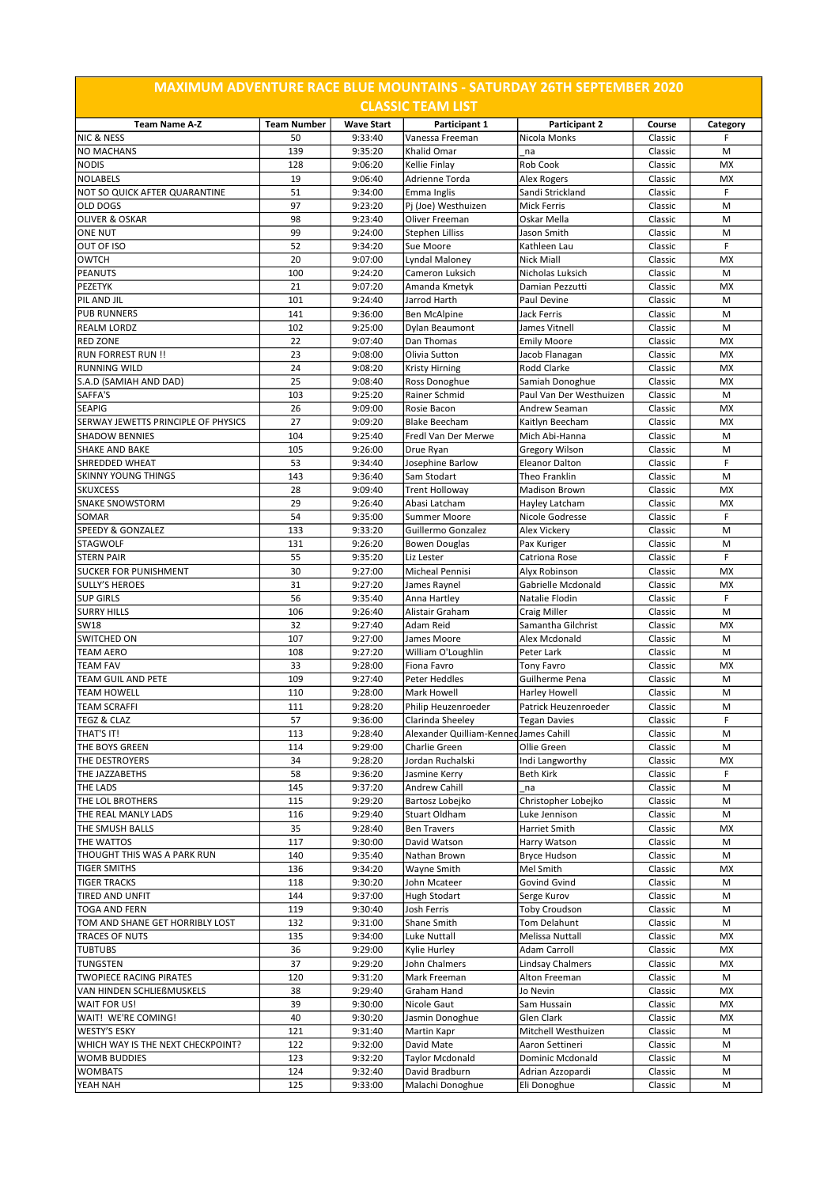# MAXIMUM ADVENTURE RACE BLUE MOUNTAINS - SATURDAY 26TH SEPTEMBER 2020

## CLASSIC TEAM LIST

| Team Name A-Z | Team Number | Wave Start | Participant 1 | Participant 2 | Course | Category |
|---|---|---|---|---|---|---|
| NIC & NESS | 50 | 9:33:40 | Vanessa Freeman | Nicola Monks | Classic | F |
| NO MACHANS | 139 | 9:35:20 | Khalid Omar | _na | Classic | M |
| NODIS | 128 | 9:06:20 | Kellie Finlay | Rob Cook | Classic | MX |
| NOLABELS | 19 | 9:06:40 | Adrienne Torda | Alex Rogers | Classic | MX |
| NOT SO QUICK AFTER QUARANTINE | 51 | 9:34:00 | Emma Inglis | Sandi Strickland | Classic | F |
| OLD DOGS | 97 | 9:23:20 | Pj (Joe) Westhuizen | Mick Ferris | Classic | M |
| OLIVER & OSKAR | 98 | 9:23:40 | Oliver Freeman | Oskar Mella | Classic | M |
| ONE NUT | 99 | 9:24:00 | Stephen Lilliss | Jason Smith | Classic | M |
| OUT OF ISO | 52 | 9:34:20 | Sue Moore | Kathleen Lau | Classic | F |
| OWTCH | 20 | 9:07:00 | Lyndal Maloney | Nick Miall | Classic | MX |
| PEANUTS | 100 | 9:24:20 | Cameron Luksich | Nicholas Luksich | Classic | M |
| PEZETYK | 21 | 9:07:20 | Amanda Kmetyk | Damian Pezzutti | Classic | MX |
| PIL AND JIL | 101 | 9:24:40 | Jarrod Harth | Paul Devine | Classic | M |
| PUB RUNNERS | 141 | 9:36:00 | Ben McAlpine | Jack Ferris | Classic | M |
| REALM LORDZ | 102 | 9:25:00 | Dylan Beaumont | James Vitnell | Classic | M |
| RED ZONE | 22 | 9:07:40 | Dan Thomas | Emily Moore | Classic | MX |
| RUN FORREST RUN !! | 23 | 9:08:00 | Olivia Sutton | Jacob Flanagan | Classic | MX |
| RUNNING WILD | 24 | 9:08:20 | Kristy Hirning | Rodd Clarke | Classic | MX |
| S.A.D (SAMIAH AND DAD) | 25 | 9:08:40 | Ross Donoghue | Samiah Donoghue | Classic | MX |
| SAFFA'S | 103 | 9:25:20 | Rainer Schmid | Paul Van Der Westhuizen | Classic | M |
| SEAPIG | 26 | 9:09:00 | Rosie Bacon | Andrew Seaman | Classic | MX |
| SERWAY JEWETTS PRINCIPLE OF PHYSICS | 27 | 9:09:20 | Blake Beecham | Kaitlyn Beecham | Classic | MX |
| SHADOW BENNIES | 104 | 9:25:40 | Fredl Van Der Merwe | Mich Abi-Hanna | Classic | M |
| SHAKE AND BAKE | 105 | 9:26:00 | Drue Ryan | Gregory Wilson | Classic | M |
| SHREDDED WHEAT | 53 | 9:34:40 | Josephine Barlow | Eleanor Dalton | Classic | F |
| SKINNY YOUNG THINGS | 143 | 9:36:40 | Sam Stodart | Theo Franklin | Classic | M |
| SKUXCESS | 28 | 9:09:40 | Trent Holloway | Madison Brown | Classic | MX |
| SNAKE SNOWSTORM | 29 | 9:26:40 | Abasi Latcham | Hayley Latcham | Classic | MX |
| SOMAR | 54 | 9:35:00 | Summer Moore | Nicole Godresse | Classic | F |
| SPEEDY & GONZALEZ | 133 | 9:33:20 | Guillermo Gonzalez | Alex Vickery | Classic | M |
| STAGWOLF | 131 | 9:26:20 | Bowen Douglas | Pax Kuriger | Classic | M |
| STERN PAIR | 55 | 9:35:20 | Liz Lester | Catriona Rose | Classic | F |
| SUCKER FOR PUNISHMENT | 30 | 9:27:00 | Micheal Pennisi | Alyx Robinson | Classic | MX |
| SULLY'S HEROES | 31 | 9:27:20 | James Raynel | Gabrielle Mcdonald | Classic | MX |
| SUP GIRLS | 56 | 9:35:40 | Anna Hartley | Natalie Flodin | Classic | F |
| SURRY HILLS | 106 | 9:26:40 | Alistair Graham | Craig Miller | Classic | M |
| SW18 | 32 | 9:27:40 | Adam Reid | Samantha Gilchrist | Classic | MX |
| SWITCHED ON | 107 | 9:27:00 | James Moore | Alex Mcdonald | Classic | M |
| TEAM AERO | 108 | 9:27:20 | William O'Loughlin | Peter Lark | Classic | M |
| TEAM FAV | 33 | 9:28:00 | Fiona Favro | Tony Favro | Classic | MX |
| TEAM GUIL AND PETE | 109 | 9:27:40 | Peter Heddles | Guilherme Pena | Classic | M |
| TEAM HOWELL | 110 | 9:28:00 | Mark Howell | Harley Howell | Classic | M |
| TEAM SCRAFFI | 111 | 9:28:20 | Philip Heuzenroeder | Patrick Heuzenroeder | Classic | M |
| TEGZ & CLAZ | 57 | 9:36:00 | Clarinda Sheeley | Tegan Davies | Classic | F |
| THAT'S IT! | 113 | 9:28:40 | Alexander Quilliam-Kenned | James Cahill | Classic | M |
| THE BOYS GREEN | 114 | 9:29:00 | Charlie Green | Ollie Green | Classic | M |
| THE DESTROYERS | 34 | 9:28:20 | Jordan Ruchalski | Indi Langworthy | Classic | MX |
| THE JAZZABETHS | 58 | 9:36:20 | Jasmine Kerry | Beth Kirk | Classic | F |
| THE LADS | 145 | 9:37:20 | Andrew Cahill | _na | Classic | M |
| THE LOL BROTHERS | 115 | 9:29:20 | Bartosz Lobejko | Christopher Lobejko | Classic | M |
| THE REAL MANLY LADS | 116 | 9:29:40 | Stuart Oldham | Luke Jennison | Classic | M |
| THE SMUSH BALLS | 35 | 9:28:40 | Ben Travers | Harriet Smith | Classic | MX |
| THE WATTOS | 117 | 9:30:00 | David Watson | Harry Watson | Classic | M |
| THOUGHT THIS WAS A PARK RUN | 140 | 9:35:40 | Nathan Brown | Bryce Hudson | Classic | M |
| TIGER SMITHS | 136 | 9:34:20 | Wayne Smith | Mel Smith | Classic | MX |
| TIGER TRACKS | 118 | 9:30:20 | John Mcateer | Govind Gvind | Classic | M |
| TIRED AND UNFIT | 144 | 9:37:00 | Hugh Stodart | Serge Kurov | Classic | M |
| TOGA AND FERN | 119 | 9:30:40 | Josh Ferris | Toby Croudson | Classic | M |
| TOM AND SHANE GET HORRIBLY LOST | 132 | 9:31:00 | Shane Smith | Tom Delahunt | Classic | M |
| TRACES OF NUTS | 135 | 9:34:00 | Luke Nuttall | Melissa Nuttall | Classic | MX |
| TUBTUBS | 36 | 9:29:00 | Kylie Hurley | Adam Carroll | Classic | MX |
| TUNGSTEN | 37 | 9:29:20 | John Chalmers | Lindsay Chalmers | Classic | MX |
| TWOPIECE RACING PIRATES | 120 | 9:31:20 | Mark Freeman | Alton Freeman | Classic | M |
| VAN HINDEN SCHLIEßMUSKELS | 38 | 9:29:40 | Graham Hand | Jo Nevin | Classic | MX |
| WAIT FOR US! | 39 | 9:30:00 | Nicole Gaut | Sam Hussain | Classic | MX |
| WAIT! WE'RE COMING! | 40 | 9:30:20 | Jasmin Donoghue | Glen Clark | Classic | MX |
| WESTY'S ESKY | 121 | 9:31:40 | Martin Kapr | Mitchell Westhuizen | Classic | M |
| WHICH WAY IS THE NEXT CHECKPOINT? | 122 | 9:32:00 | David Mate | Aaron Settineri | Classic | M |
| WOMB BUDDIES | 123 | 9:32:20 | Taylor Mcdonald | Dominic Mcdonald | Classic | M |
| WOMBATS | 124 | 9:32:40 | David Bradburn | Adrian Azzopardi | Classic | M |
| YEAH NAH | 125 | 9:33:00 | Malachi Donoghue | Eli Donoghue | Classic | M |